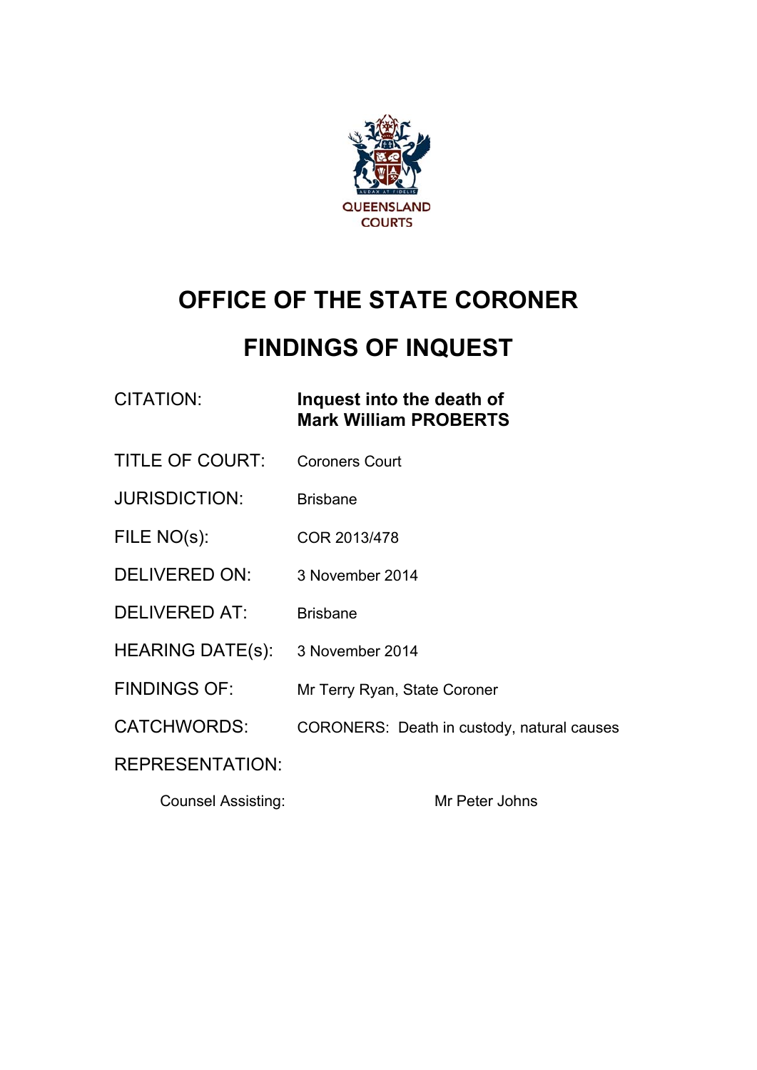QUEENSLAND COURTS

# OFFICE OF THE STATE CORONER

# FINDINGS OF INQUEST

| | |
|---|---|
| CITATION: | **Inquest into the death of Mark William PROBERTS** |
| TITLE OF COURT: | Coroners Court |
| JURISDICTION: | Brisbane |
| FILE NO(s): | COR 2013/478 |
| DELIVERED ON: | 3 November 2014 |
| DELIVERED AT: | Brisbane |
| HEARING DATE(s): | 3 November 2014 |
| FINDINGS OF: | Mr Terry Ryan, State Coroner |
| CATCHWORDS: | CORONERS: Death in custody, natural causes |
| REPRESENTATION: | |

Counsel Assisting: Mr Peter Johns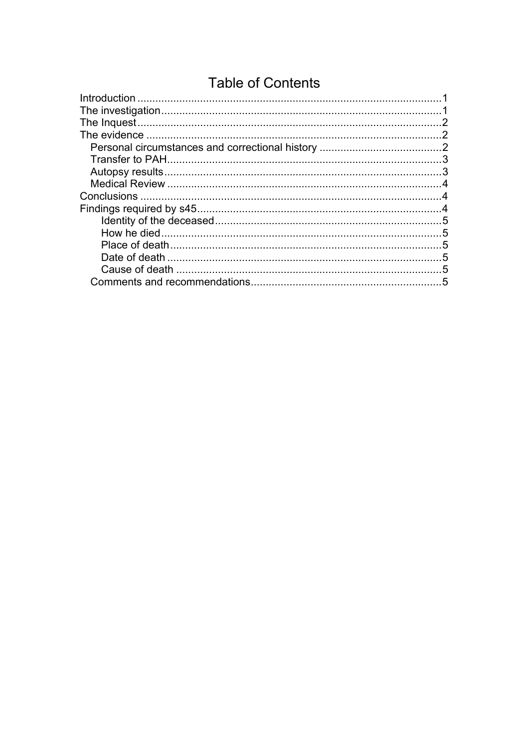# Table of Contents

Introduction .......................................................................................................1
The investigation.................................................................................................1
The Inquest.........................................................................................................2
The evidence ......................................................................................................2
  Personal circumstances and correctional history ..........................................2
  Transfer to PAH..............................................................................................3
  Autopsy results...............................................................................................3
  Medical Review ..............................................................................................4
Conclusions ........................................................................................................4
Findings required by s45....................................................................................4
    Identity of the deceased..............................................................................5
    How he died................................................................................................5
    Place of death.............................................................................................5
    Date of death ..............................................................................................5
    Cause of death ...........................................................................................5
  Comments and recommendations..................................................................5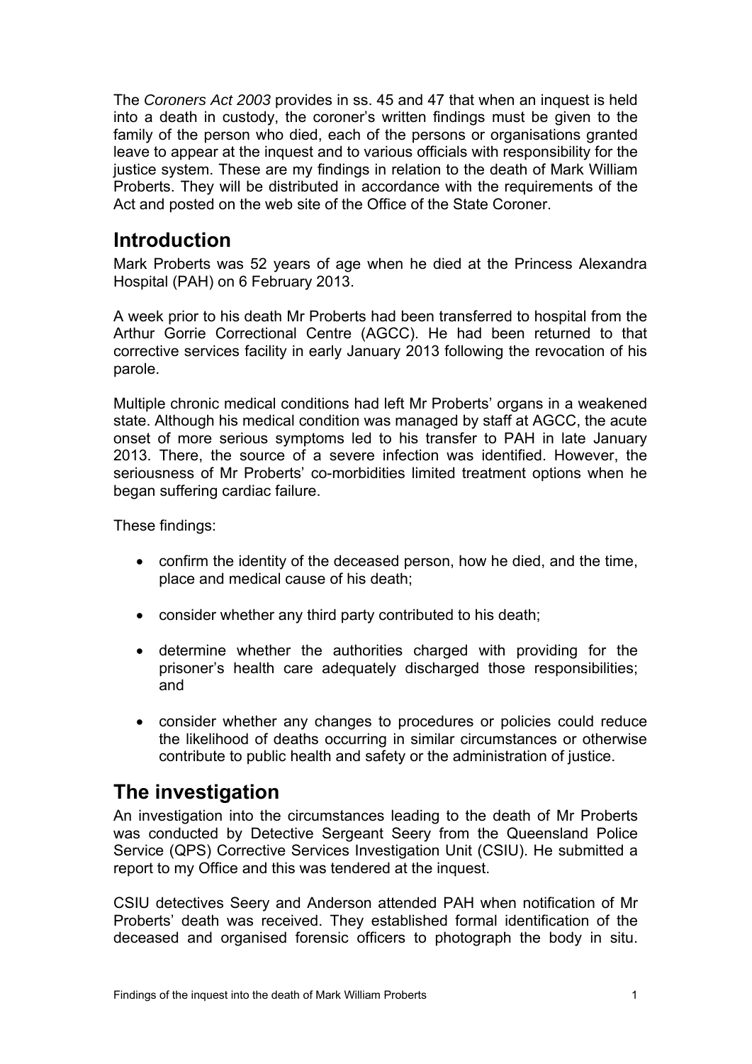The *Coroners Act 2003* provides in ss. 45 and 47 that when an inquest is held into a death in custody, the coroner's written findings must be given to the family of the person who died, each of the persons or organisations granted leave to appear at the inquest and to various officials with responsibility for the justice system. These are my findings in relation to the death of Mark William Proberts. They will be distributed in accordance with the requirements of the Act and posted on the web site of the Office of the State Coroner.

## Introduction

Mark Proberts was 52 years of age when he died at the Princess Alexandra Hospital (PAH) on 6 February 2013.

A week prior to his death Mr Proberts had been transferred to hospital from the Arthur Gorrie Correctional Centre (AGCC). He had been returned to that corrective services facility in early January 2013 following the revocation of his parole.

Multiple chronic medical conditions had left Mr Proberts' organs in a weakened state. Although his medical condition was managed by staff at AGCC, the acute onset of more serious symptoms led to his transfer to PAH in late January 2013. There, the source of a severe infection was identified. However, the seriousness of Mr Proberts' co-morbidities limited treatment options when he began suffering cardiac failure.

These findings:

- confirm the identity of the deceased person, how he died, and the time, place and medical cause of his death;
- consider whether any third party contributed to his death;
- determine whether the authorities charged with providing for the prisoner's health care adequately discharged those responsibilities; and
- consider whether any changes to procedures or policies could reduce the likelihood of deaths occurring in similar circumstances or otherwise contribute to public health and safety or the administration of justice.

## The investigation

An investigation into the circumstances leading to the death of Mr Proberts was conducted by Detective Sergeant Seery from the Queensland Police Service (QPS) Corrective Services Investigation Unit (CSIU). He submitted a report to my Office and this was tendered at the inquest.

CSIU detectives Seery and Anderson attended PAH when notification of Mr Proberts' death was received. They established formal identification of the deceased and organised forensic officers to photograph the body in situ.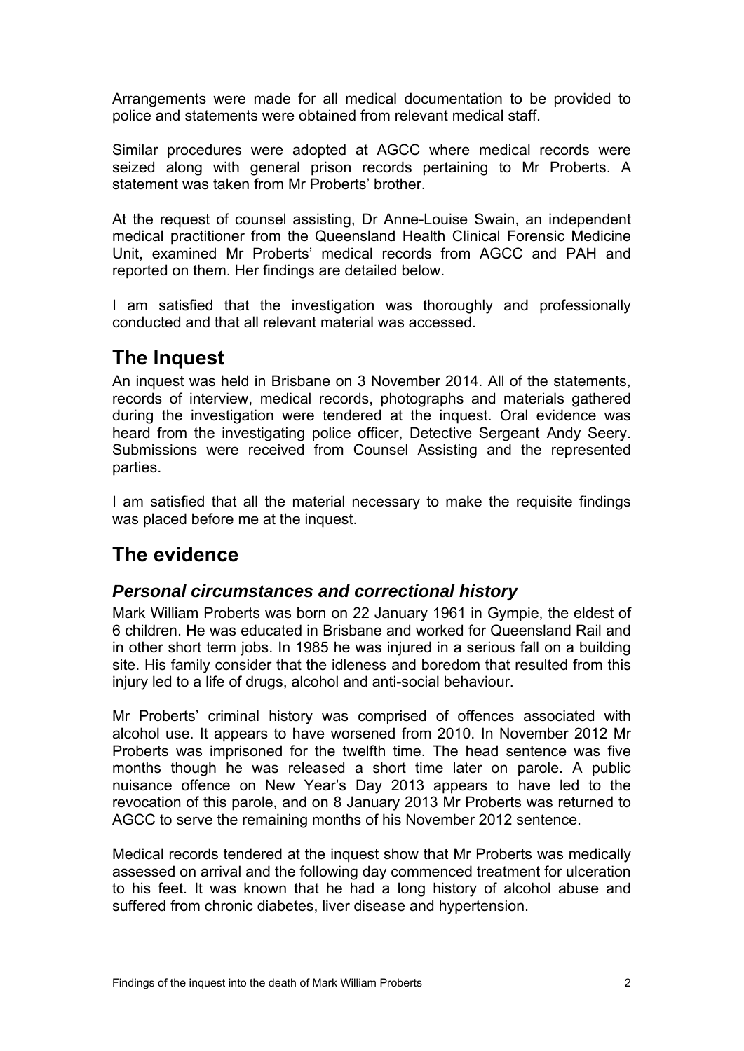Arrangements were made for all medical documentation to be provided to police and statements were obtained from relevant medical staff.

Similar procedures were adopted at AGCC where medical records were seized along with general prison records pertaining to Mr Proberts. A statement was taken from Mr Proberts' brother.

At the request of counsel assisting, Dr Anne-Louise Swain, an independent medical practitioner from the Queensland Health Clinical Forensic Medicine Unit, examined Mr Proberts' medical records from AGCC and PAH and reported on them. Her findings are detailed below.

I am satisfied that the investigation was thoroughly and professionally conducted and that all relevant material was accessed.

## The Inquest

An inquest was held in Brisbane on 3 November 2014. All of the statements, records of interview, medical records, photographs and materials gathered during the investigation were tendered at the inquest. Oral evidence was heard from the investigating police officer, Detective Sergeant Andy Seery. Submissions were received from Counsel Assisting and the represented parties.

I am satisfied that all the material necessary to make the requisite findings was placed before me at the inquest.

## The evidence

### *Personal circumstances and correctional history*

Mark William Proberts was born on 22 January 1961 in Gympie, the eldest of 6 children. He was educated in Brisbane and worked for Queensland Rail and in other short term jobs. In 1985 he was injured in a serious fall on a building site. His family consider that the idleness and boredom that resulted from this injury led to a life of drugs, alcohol and anti-social behaviour.

Mr Proberts' criminal history was comprised of offences associated with alcohol use. It appears to have worsened from 2010. In November 2012 Mr Proberts was imprisoned for the twelfth time. The head sentence was five months though he was released a short time later on parole. A public nuisance offence on New Year's Day 2013 appears to have led to the revocation of this parole, and on 8 January 2013 Mr Proberts was returned to AGCC to serve the remaining months of his November 2012 sentence.

Medical records tendered at the inquest show that Mr Proberts was medically assessed on arrival and the following day commenced treatment for ulceration to his feet. It was known that he had a long history of alcohol abuse and suffered from chronic diabetes, liver disease and hypertension.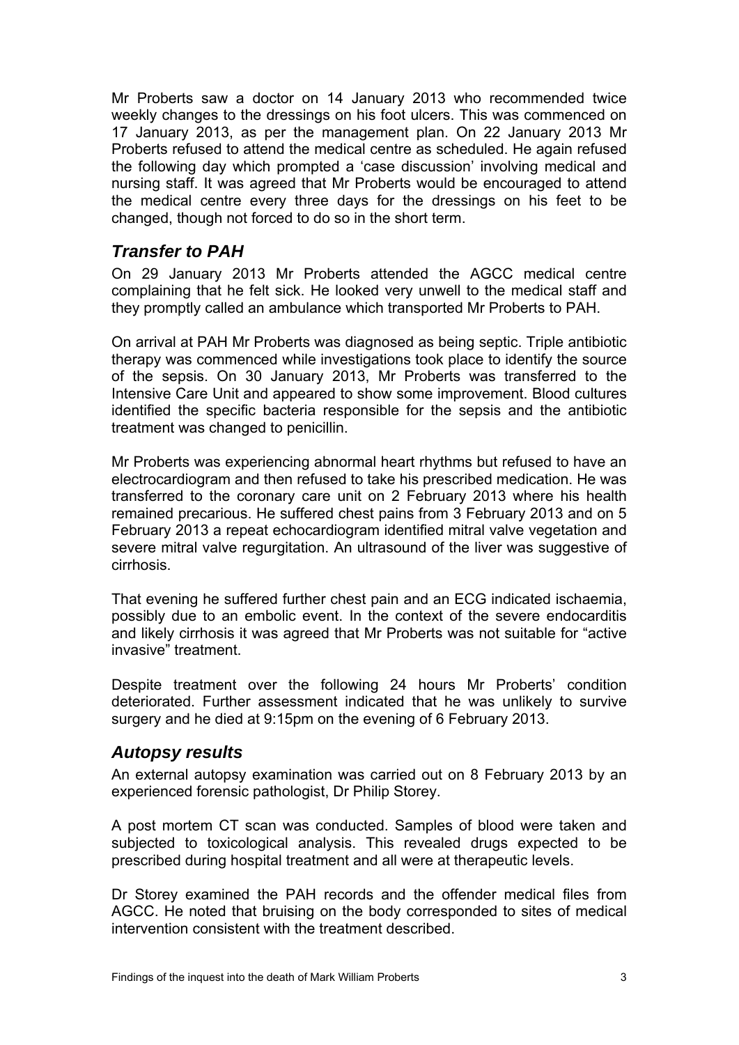Mr Proberts saw a doctor on 14 January 2013 who recommended twice weekly changes to the dressings on his foot ulcers. This was commenced on 17 January 2013, as per the management plan. On 22 January 2013 Mr Proberts refused to attend the medical centre as scheduled. He again refused the following day which prompted a 'case discussion' involving medical and nursing staff. It was agreed that Mr Proberts would be encouraged to attend the medical centre every three days for the dressings on his feet to be changed, though not forced to do so in the short term.

## *Transfer to PAH*

On 29 January 2013 Mr Proberts attended the AGCC medical centre complaining that he felt sick. He looked very unwell to the medical staff and they promptly called an ambulance which transported Mr Proberts to PAH.

On arrival at PAH Mr Proberts was diagnosed as being septic. Triple antibiotic therapy was commenced while investigations took place to identify the source of the sepsis. On 30 January 2013, Mr Proberts was transferred to the Intensive Care Unit and appeared to show some improvement. Blood cultures identified the specific bacteria responsible for the sepsis and the antibiotic treatment was changed to penicillin.

Mr Proberts was experiencing abnormal heart rhythms but refused to have an electrocardiogram and then refused to take his prescribed medication. He was transferred to the coronary care unit on 2 February 2013 where his health remained precarious. He suffered chest pains from 3 February 2013 and on 5 February 2013 a repeat echocardiogram identified mitral valve vegetation and severe mitral valve regurgitation. An ultrasound of the liver was suggestive of cirrhosis.

That evening he suffered further chest pain and an ECG indicated ischaemia, possibly due to an embolic event. In the context of the severe endocarditis and likely cirrhosis it was agreed that Mr Proberts was not suitable for "active invasive" treatment.

Despite treatment over the following 24 hours Mr Proberts' condition deteriorated. Further assessment indicated that he was unlikely to survive surgery and he died at 9:15pm on the evening of 6 February 2013.

## *Autopsy results*

An external autopsy examination was carried out on 8 February 2013 by an experienced forensic pathologist, Dr Philip Storey.

A post mortem CT scan was conducted. Samples of blood were taken and subjected to toxicological analysis. This revealed drugs expected to be prescribed during hospital treatment and all were at therapeutic levels.

Dr Storey examined the PAH records and the offender medical files from AGCC. He noted that bruising on the body corresponded to sites of medical intervention consistent with the treatment described.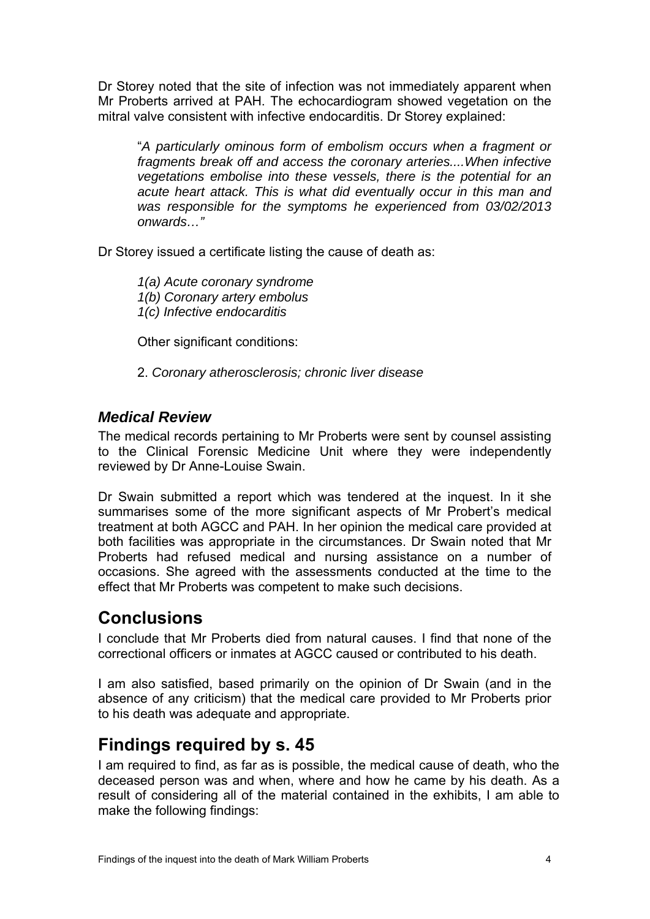Dr Storey noted that the site of infection was not immediately apparent when Mr Proberts arrived at PAH. The echocardiogram showed vegetation on the mitral valve consistent with infective endocarditis. Dr Storey explained:

> "*A particularly ominous form of embolism occurs when a fragment or fragments break off and access the coronary arteries....When infective vegetations embolise into these vessels, there is the potential for an acute heart attack. This is what did eventually occur in this man and was responsible for the symptoms he experienced from 03/02/2013 onwards…"*

Dr Storey issued a certificate listing the cause of death as:

> *1(a) Acute coronary syndrome*
> *1(b) Coronary artery embolus*
> *1(c) Infective endocarditis*
>
> Other significant conditions:
>
> 2. *Coronary atherosclerosis; chronic liver disease*

### *Medical Review*

The medical records pertaining to Mr Proberts were sent by counsel assisting to the Clinical Forensic Medicine Unit where they were independently reviewed by Dr Anne-Louise Swain.

Dr Swain submitted a report which was tendered at the inquest. In it she summarises some of the more significant aspects of Mr Probert's medical treatment at both AGCC and PAH. In her opinion the medical care provided at both facilities was appropriate in the circumstances. Dr Swain noted that Mr Proberts had refused medical and nursing assistance on a number of occasions. She agreed with the assessments conducted at the time to the effect that Mr Proberts was competent to make such decisions.

## Conclusions

I conclude that Mr Proberts died from natural causes. I find that none of the correctional officers or inmates at AGCC caused or contributed to his death.

I am also satisfied, based primarily on the opinion of Dr Swain (and in the absence of any criticism) that the medical care provided to Mr Proberts prior to his death was adequate and appropriate.

## Findings required by s. 45

I am required to find, as far as is possible, the medical cause of death, who the deceased person was and when, where and how he came by his death. As a result of considering all of the material contained in the exhibits, I am able to make the following findings: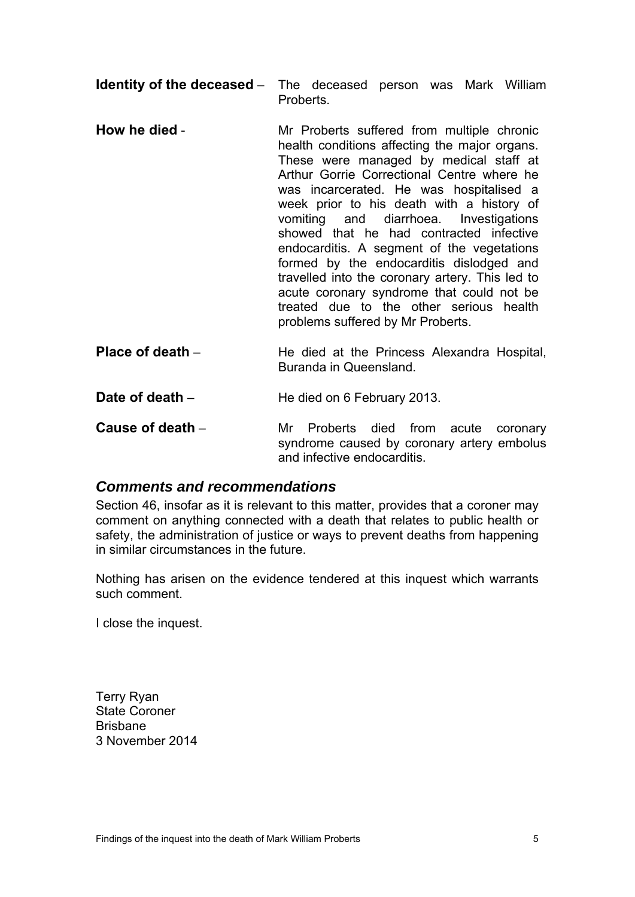**Identity of the deceased** – The deceased person was Mark William Proberts.

**How he died** - Mr Proberts suffered from multiple chronic health conditions affecting the major organs. These were managed by medical staff at Arthur Gorrie Correctional Centre where he was incarcerated. He was hospitalised a week prior to his death with a history of vomiting and diarrhoea. Investigations showed that he had contracted infective endocarditis. A segment of the vegetations formed by the endocarditis dislodged and travelled into the coronary artery. This led to acute coronary syndrome that could not be treated due to the other serious health problems suffered by Mr Proberts.

**Place of death** – He died at the Princess Alexandra Hospital, Buranda in Queensland.

**Date of death** – He died on 6 February 2013.

**Cause of death** – Mr Proberts died from acute coronary syndrome caused by coronary artery embolus and infective endocarditis.

## *Comments and recommendations*

Section 46, insofar as it is relevant to this matter, provides that a coroner may comment on anything connected with a death that relates to public health or safety, the administration of justice or ways to prevent deaths from happening in similar circumstances in the future.

Nothing has arisen on the evidence tendered at this inquest which warrants such comment.

I close the inquest.

Terry Ryan
State Coroner
Brisbane
3 November 2014